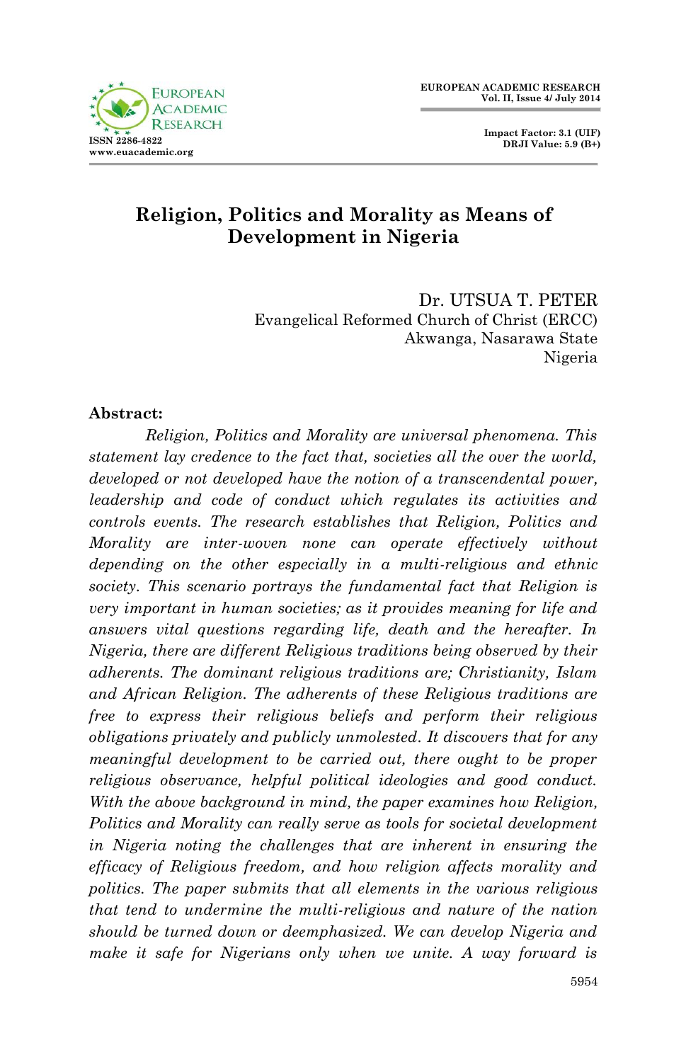# Religion, Politics and Morality as Means of Development in Nigeria

Dr. UTSUA T. PETER  
Evangelical Reformed Church of Christ (ERCC)  
Akwanga, Nasarawa State  
Nigeria

**Abstract:**

*Religion, Politics and Morality are universal phenomena. This statement lay credence to the fact that, societies all the over the world, developed or not developed have the notion of a transcendental power, leadership and code of conduct which regulates its activities and controls events. The research establishes that Religion, Politics and Morality are inter-woven none can operate effectively without depending on the other especially in a multi-religious and ethnic society. This scenario portrays the fundamental fact that Religion is very important in human societies; as it provides meaning for life and answers vital questions regarding life, death and the hereafter. In Nigeria, there are different Religious traditions being observed by their adherents. The dominant religious traditions are; Christianity, Islam and African Religion. The adherents of these Religious traditions are free to express their religious beliefs and perform their religious obligations privately and publicly unmolested. It discovers that for any meaningful development to be carried out, there ought to be proper religious observance, helpful political ideologies and good conduct. With the above background in mind, the paper examines how Religion, Politics and Morality can really serve as tools for societal development in Nigeria noting the challenges that are inherent in ensuring the efficacy of Religious freedom, and how religion affects morality and politics. The paper submits that all elements in the various religious that tend to undermine the multi-religious and nature of the nation should be turned down or deemphasized. We can develop Nigeria and make it safe for Nigerians only when we unite. A way forward is*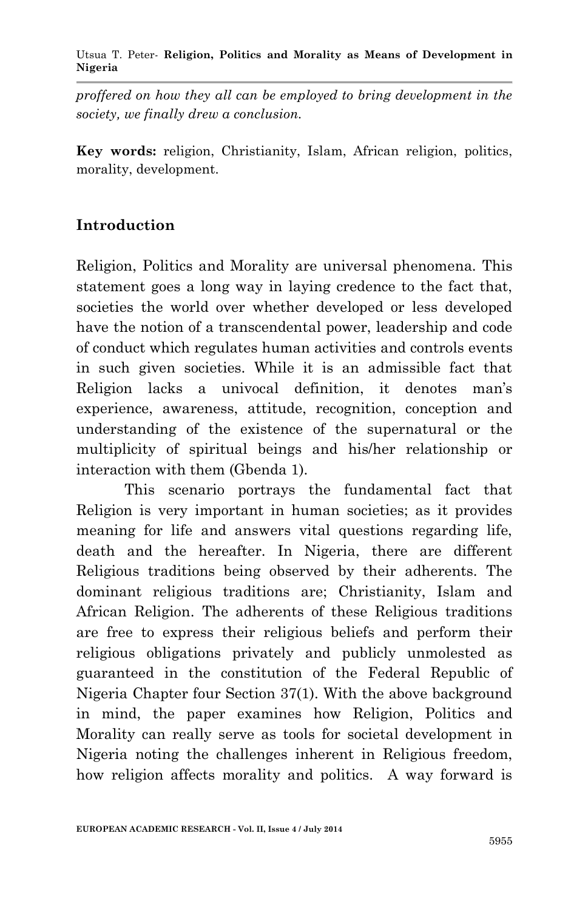*proffered on how they all can be employed to bring development in the society, we finally drew a conclusion.*

**Key words:** religion, Christianity, Islam, African religion, politics, morality, development.

## Introduction

Religion, Politics and Morality are universal phenomena. This statement goes a long way in laying credence to the fact that, societies the world over whether developed or less developed have the notion of a transcendental power, leadership and code of conduct which regulates human activities and controls events in such given societies. While it is an admissible fact that Religion lacks a univocal definition, it denotes man's experience, awareness, attitude, recognition, conception and understanding of the existence of the supernatural or the multiplicity of spiritual beings and his/her relationship or interaction with them (Gbenda 1).

This scenario portrays the fundamental fact that Religion is very important in human societies; as it provides meaning for life and answers vital questions regarding life, death and the hereafter. In Nigeria, there are different Religious traditions being observed by their adherents. The dominant religious traditions are; Christianity, Islam and African Religion. The adherents of these Religious traditions are free to express their religious beliefs and perform their religious obligations privately and publicly unmolested as guaranteed in the constitution of the Federal Republic of Nigeria Chapter four Section 37(1). With the above background in mind, the paper examines how Religion, Politics and Morality can really serve as tools for societal development in Nigeria noting the challenges inherent in Religious freedom, how religion affects morality and politics. A way forward is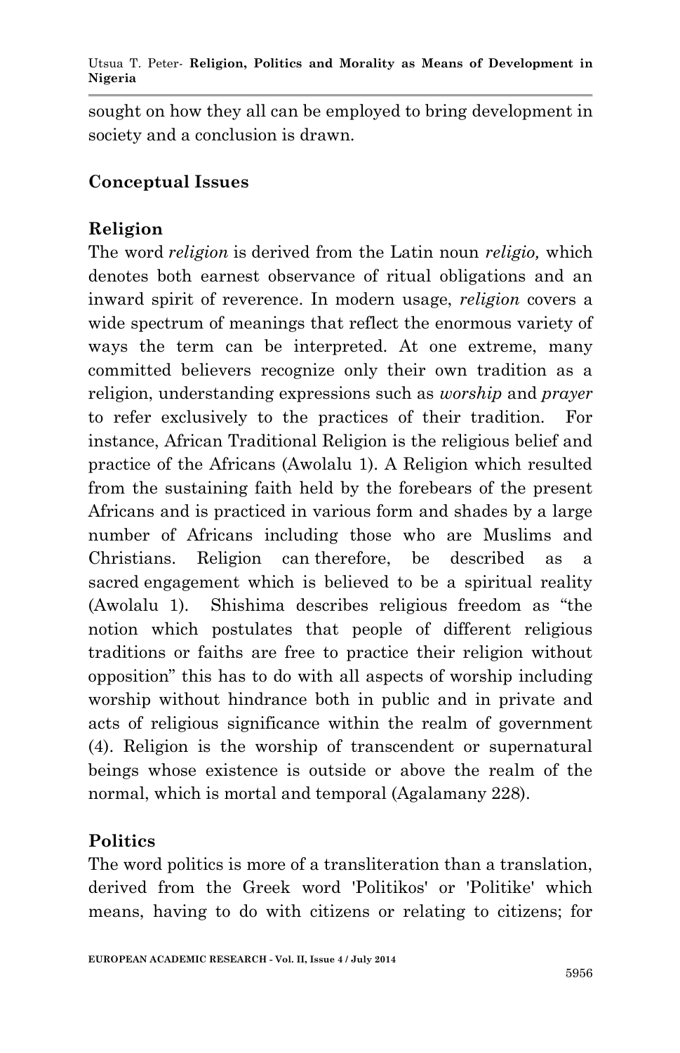sought on how they all can be employed to bring development in society and a conclusion is drawn.

## Conceptual Issues

### Religion

The word *religion* is derived from the Latin noun *religio,* which denotes both earnest observance of ritual obligations and an inward spirit of reverence. In modern usage, *religion* covers a wide spectrum of meanings that reflect the enormous variety of ways the term can be interpreted. At one extreme, many committed believers recognize only their own tradition as a religion, understanding expressions such as *worship* and *prayer* to refer exclusively to the practices of their tradition. For instance, African Traditional Religion is the religious belief and practice of the Africans (Awolalu 1). A Religion which resulted from the sustaining faith held by the forebears of the present Africans and is practiced in various form and shades by a large number of Africans including those who are Muslims and Christians. Religion can therefore, be described as a sacred engagement which is believed to be a spiritual reality (Awolalu 1). Shishima describes religious freedom as "the notion which postulates that people of different religious traditions or faiths are free to practice their religion without opposition" this has to do with all aspects of worship including worship without hindrance both in public and in private and acts of religious significance within the realm of government (4). Religion is the worship of transcendent or supernatural beings whose existence is outside or above the realm of the normal, which is mortal and temporal (Agalamany 228).

### Politics

The word politics is more of a transliteration than a translation, derived from the Greek word 'Politikos' or 'Politike' which means, having to do with citizens or relating to citizens; for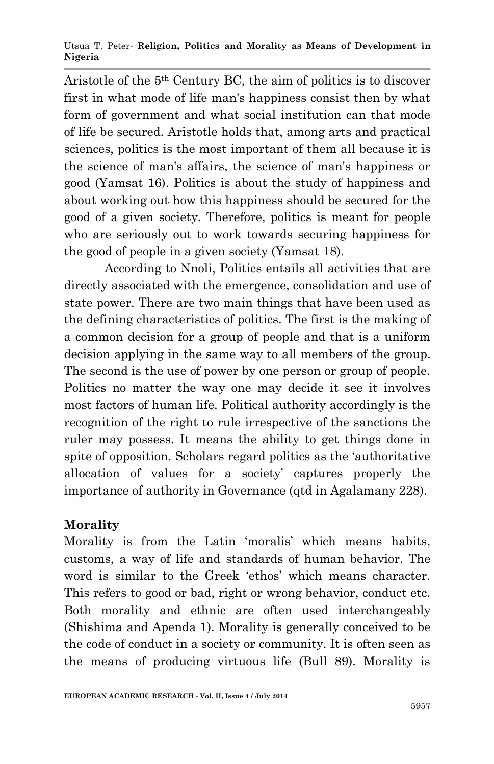Aristotle of the 5th Century BC, the aim of politics is to discover first in what mode of life man's happiness consist then by what form of government and what social institution can that mode of life be secured. Aristotle holds that, among arts and practical sciences, politics is the most important of them all because it is the science of man's affairs, the science of man's happiness or good (Yamsat 16). Politics is about the study of happiness and about working out how this happiness should be secured for the good of a given society. Therefore, politics is meant for people who are seriously out to work towards securing happiness for the good of people in a given society (Yamsat 18).

According to Nnoli, Politics entails all activities that are directly associated with the emergence, consolidation and use of state power. There are two main things that have been used as the defining characteristics of politics. The first is the making of a common decision for a group of people and that is a uniform decision applying in the same way to all members of the group. The second is the use of power by one person or group of people. Politics no matter the way one may decide it see it involves most factors of human life. Political authority accordingly is the recognition of the right to rule irrespective of the sanctions the ruler may possess. It means the ability to get things done in spite of opposition. Scholars regard politics as the 'authoritative allocation of values for a society' captures properly the importance of authority in Governance (qtd in Agalamany 228).

**Morality**

Morality is from the Latin 'moralis' which means habits, customs, a way of life and standards of human behavior. The word is similar to the Greek 'ethos' which means character. This refers to good or bad, right or wrong behavior, conduct etc. Both morality and ethnic are often used interchangeably (Shishima and Apenda 1). Morality is generally conceived to be the code of conduct in a society or community. It is often seen as the means of producing virtuous life (Bull 89). Morality is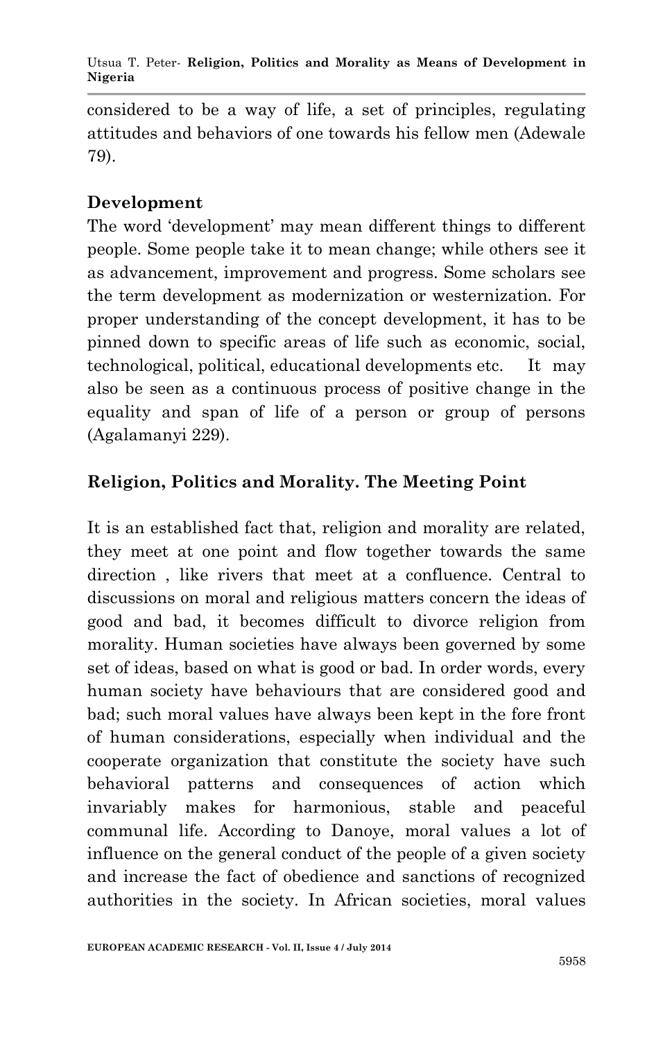considered to be a way of life, a set of principles, regulating attitudes and behaviors of one towards his fellow men (Adewale 79).

## Development

The word 'development' may mean different things to different people. Some people take it to mean change; while others see it as advancement, improvement and progress. Some scholars see the term development as modernization or westernization. For proper understanding of the concept development, it has to be pinned down to specific areas of life such as economic, social, technological, political, educational developments etc. It may also be seen as a continuous process of positive change in the equality and span of life of a person or group of persons (Agalamanyi 229).

## Religion, Politics and Morality. The Meeting Point

It is an established fact that, religion and morality are related, they meet at one point and flow together towards the same direction , like rivers that meet at a confluence. Central to discussions on moral and religious matters concern the ideas of good and bad, it becomes difficult to divorce religion from morality. Human societies have always been governed by some set of ideas, based on what is good or bad. In order words, every human society have behaviours that are considered good and bad; such moral values have always been kept in the fore front of human considerations, especially when individual and the cooperate organization that constitute the society have such behavioral patterns and consequences of action which invariably makes for harmonious, stable and peaceful communal life. According to Danoye, moral values a lot of influence on the general conduct of the people of a given society and increase the fact of obedience and sanctions of recognized authorities in the society. In African societies, moral values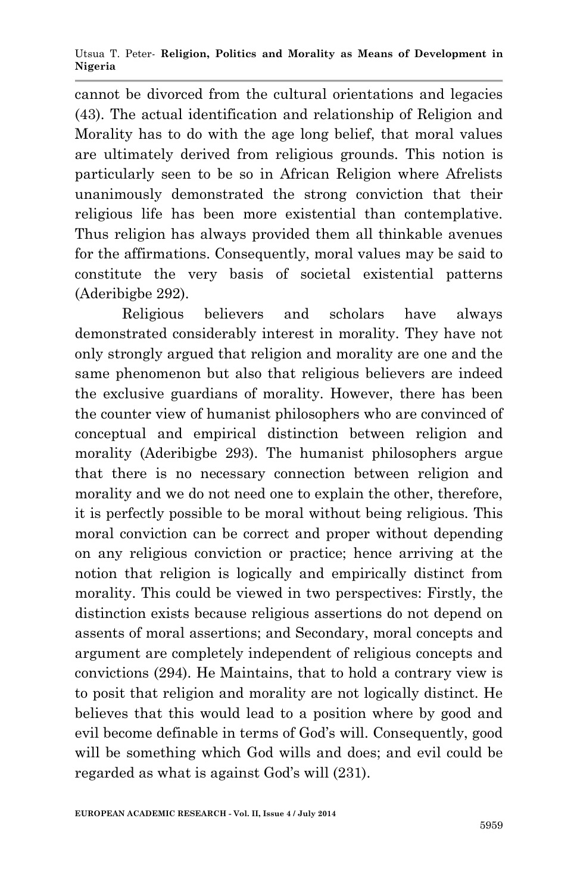cannot be divorced from the cultural orientations and legacies (43). The actual identification and relationship of Religion and Morality has to do with the age long belief, that moral values are ultimately derived from religious grounds. This notion is particularly seen to be so in African Religion where Afrelists unanimously demonstrated the strong conviction that their religious life has been more existential than contemplative. Thus religion has always provided them all thinkable avenues for the affirmations. Consequently, moral values may be said to constitute the very basis of societal existential patterns (Aderibigbe 292).

Religious believers and scholars have always demonstrated considerably interest in morality. They have not only strongly argued that religion and morality are one and the same phenomenon but also that religious believers are indeed the exclusive guardians of morality. However, there has been the counter view of humanist philosophers who are convinced of conceptual and empirical distinction between religion and morality (Aderibigbe 293). The humanist philosophers argue that there is no necessary connection between religion and morality and we do not need one to explain the other, therefore, it is perfectly possible to be moral without being religious. This moral conviction can be correct and proper without depending on any religious conviction or practice; hence arriving at the notion that religion is logically and empirically distinct from morality. This could be viewed in two perspectives: Firstly, the distinction exists because religious assertions do not depend on assents of moral assertions; and Secondary, moral concepts and argument are completely independent of religious concepts and convictions (294). He Maintains, that to hold a contrary view is to posit that religion and morality are not logically distinct. He believes that this would lead to a position where by good and evil become definable in terms of God's will. Consequently, good will be something which God wills and does; and evil could be regarded as what is against God's will (231).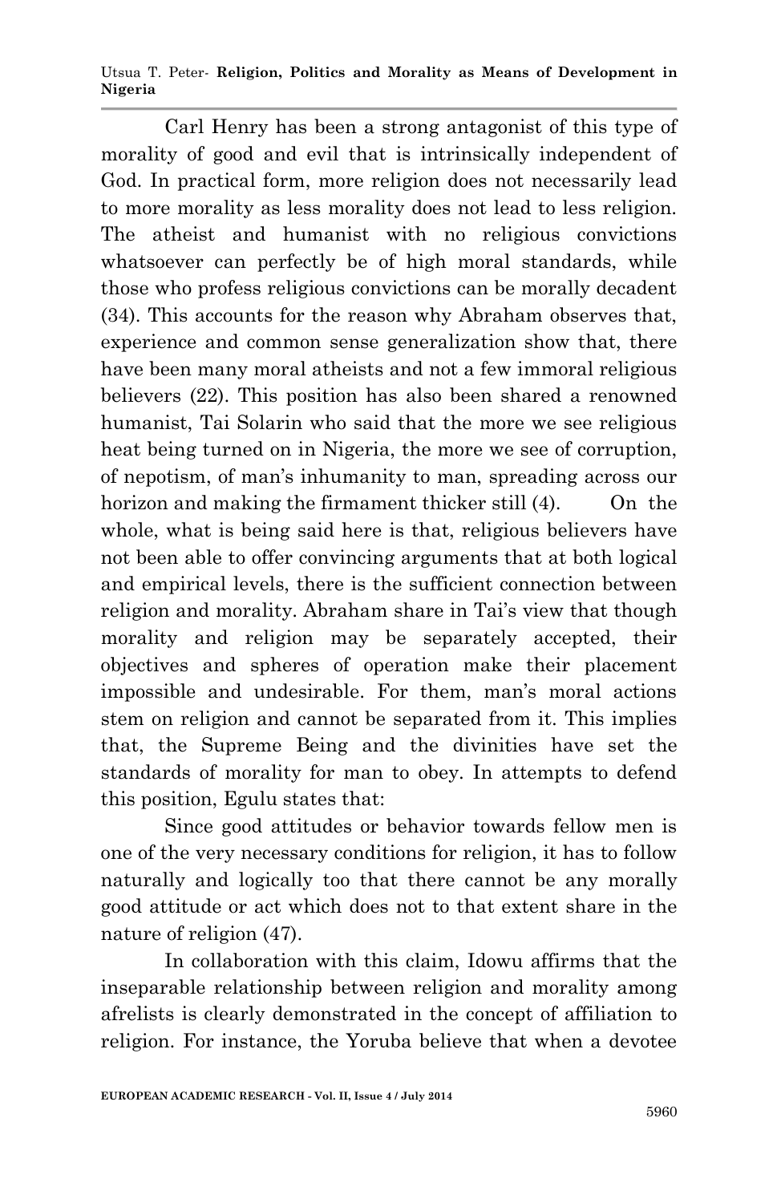Carl Henry has been a strong antagonist of this type of morality of good and evil that is intrinsically independent of God. In practical form, more religion does not necessarily lead to more morality as less morality does not lead to less religion. The atheist and humanist with no religious convictions whatsoever can perfectly be of high moral standards, while those who profess religious convictions can be morally decadent (34). This accounts for the reason why Abraham observes that, experience and common sense generalization show that, there have been many moral atheists and not a few immoral religious believers (22). This position has also been shared a renowned humanist, Tai Solarin who said that the more we see religious heat being turned on in Nigeria, the more we see of corruption, of nepotism, of man's inhumanity to man, spreading across our horizon and making the firmament thicker still (4). On the whole, what is being said here is that, religious believers have not been able to offer convincing arguments that at both logical and empirical levels, there is the sufficient connection between religion and morality. Abraham share in Tai's view that though morality and religion may be separately accepted, their objectives and spheres of operation make their placement impossible and undesirable. For them, man's moral actions stem on religion and cannot be separated from it. This implies that, the Supreme Being and the divinities have set the standards of morality for man to obey. In attempts to defend this position, Egulu states that:

> Since good attitudes or behavior towards fellow men is one of the very necessary conditions for religion, it has to follow naturally and logically too that there cannot be any morally good attitude or act which does not to that extent share in the nature of religion (47).

In collaboration with this claim, Idowu affirms that the inseparable relationship between religion and morality among afrelists is clearly demonstrated in the concept of affiliation to religion. For instance, the Yoruba believe that when a devotee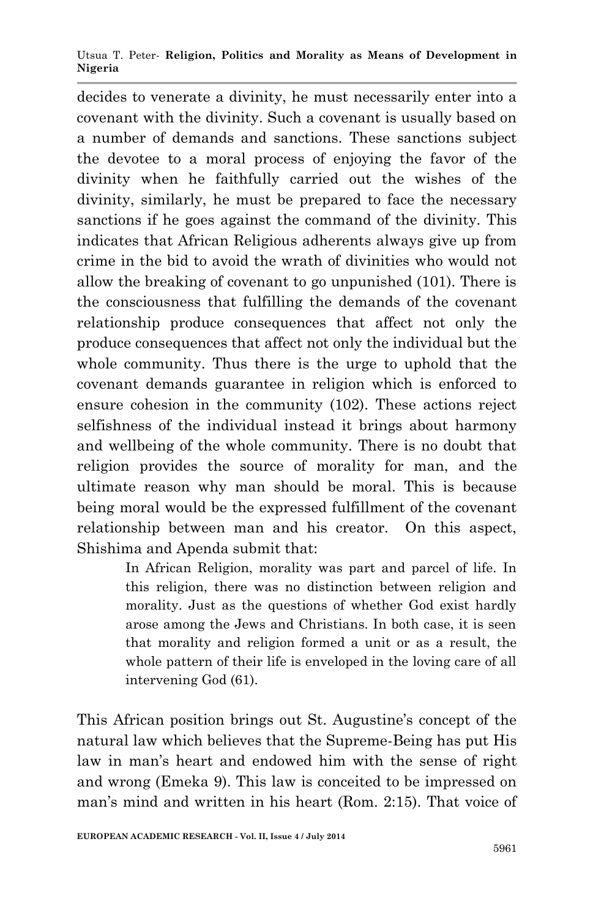decides to venerate a divinity, he must necessarily enter into a covenant with the divinity. Such a covenant is usually based on a number of demands and sanctions. These sanctions subject the devotee to a moral process of enjoying the favor of the divinity when he faithfully carried out the wishes of the divinity, similarly, he must be prepared to face the necessary sanctions if he goes against the command of the divinity. This indicates that African Religious adherents always give up from crime in the bid to avoid the wrath of divinities who would not allow the breaking of covenant to go unpunished (101). There is the consciousness that fulfilling the demands of the covenant relationship produce consequences that affect not only the produce consequences that affect not only the individual but the whole community. Thus there is the urge to uphold that the covenant demands guarantee in religion which is enforced to ensure cohesion in the community (102). These actions reject selfishness of the individual instead it brings about harmony and wellbeing of the whole community. There is no doubt that religion provides the source of morality for man, and the ultimate reason why man should be moral. This is because being moral would be the expressed fulfillment of the covenant relationship between man and his creator. On this aspect, Shishima and Apenda submit that:

> In African Religion, morality was part and parcel of life. In this religion, there was no distinction between religion and morality. Just as the questions of whether God exist hardly arose among the Jews and Christians. In both case, it is seen that morality and religion formed a unit or as a result, the whole pattern of their life is enveloped in the loving care of all intervening God (61).

This African position brings out St. Augustine's concept of the natural law which believes that the Supreme-Being has put His law in man's heart and endowed him with the sense of right and wrong (Emeka 9). This law is conceited to be impressed on man's mind and written in his heart (Rom. 2:15). That voice of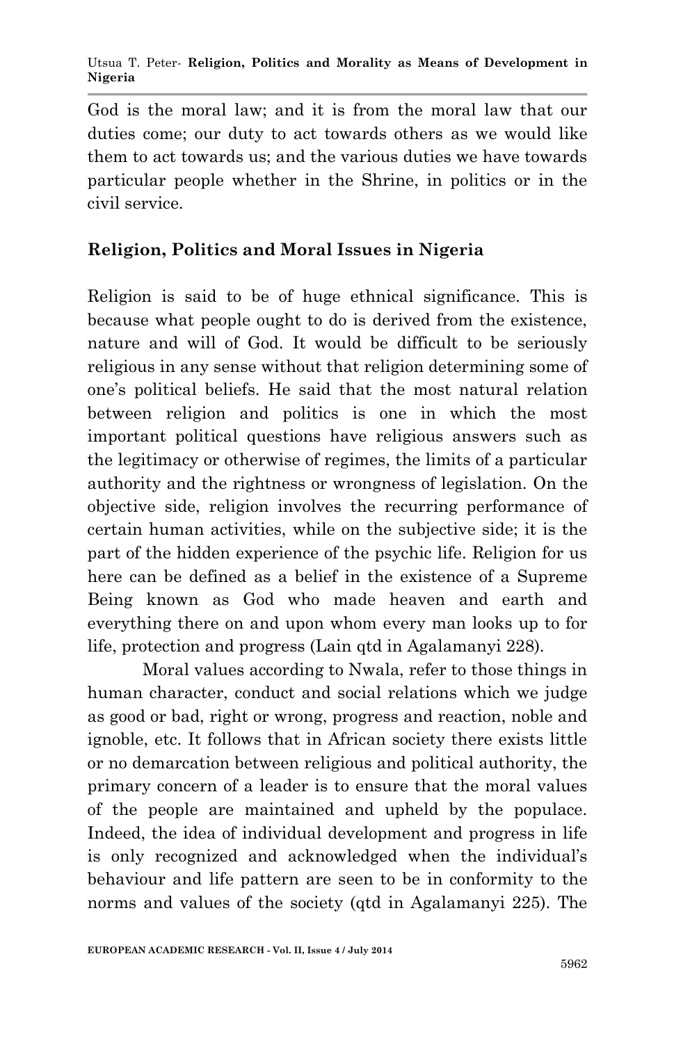God is the moral law; and it is from the moral law that our duties come; our duty to act towards others as we would like them to act towards us; and the various duties we have towards particular people whether in the Shrine, in politics or in the civil service.

## Religion, Politics and Moral Issues in Nigeria

Religion is said to be of huge ethnical significance. This is because what people ought to do is derived from the existence, nature and will of God. It would be difficult to be seriously religious in any sense without that religion determining some of one's political beliefs. He said that the most natural relation between religion and politics is one in which the most important political questions have religious answers such as the legitimacy or otherwise of regimes, the limits of a particular authority and the rightness or wrongness of legislation. On the objective side, religion involves the recurring performance of certain human activities, while on the subjective side; it is the part of the hidden experience of the psychic life. Religion for us here can be defined as a belief in the existence of a Supreme Being known as God who made heaven and earth and everything there on and upon whom every man looks up to for life, protection and progress (Lain qtd in Agalamanyi 228).

Moral values according to Nwala, refer to those things in human character, conduct and social relations which we judge as good or bad, right or wrong, progress and reaction, noble and ignoble, etc. It follows that in African society there exists little or no demarcation between religious and political authority, the primary concern of a leader is to ensure that the moral values of the people are maintained and upheld by the populace. Indeed, the idea of individual development and progress in life is only recognized and acknowledged when the individual's behaviour and life pattern are seen to be in conformity to the norms and values of the society (qtd in Agalamanyi 225). The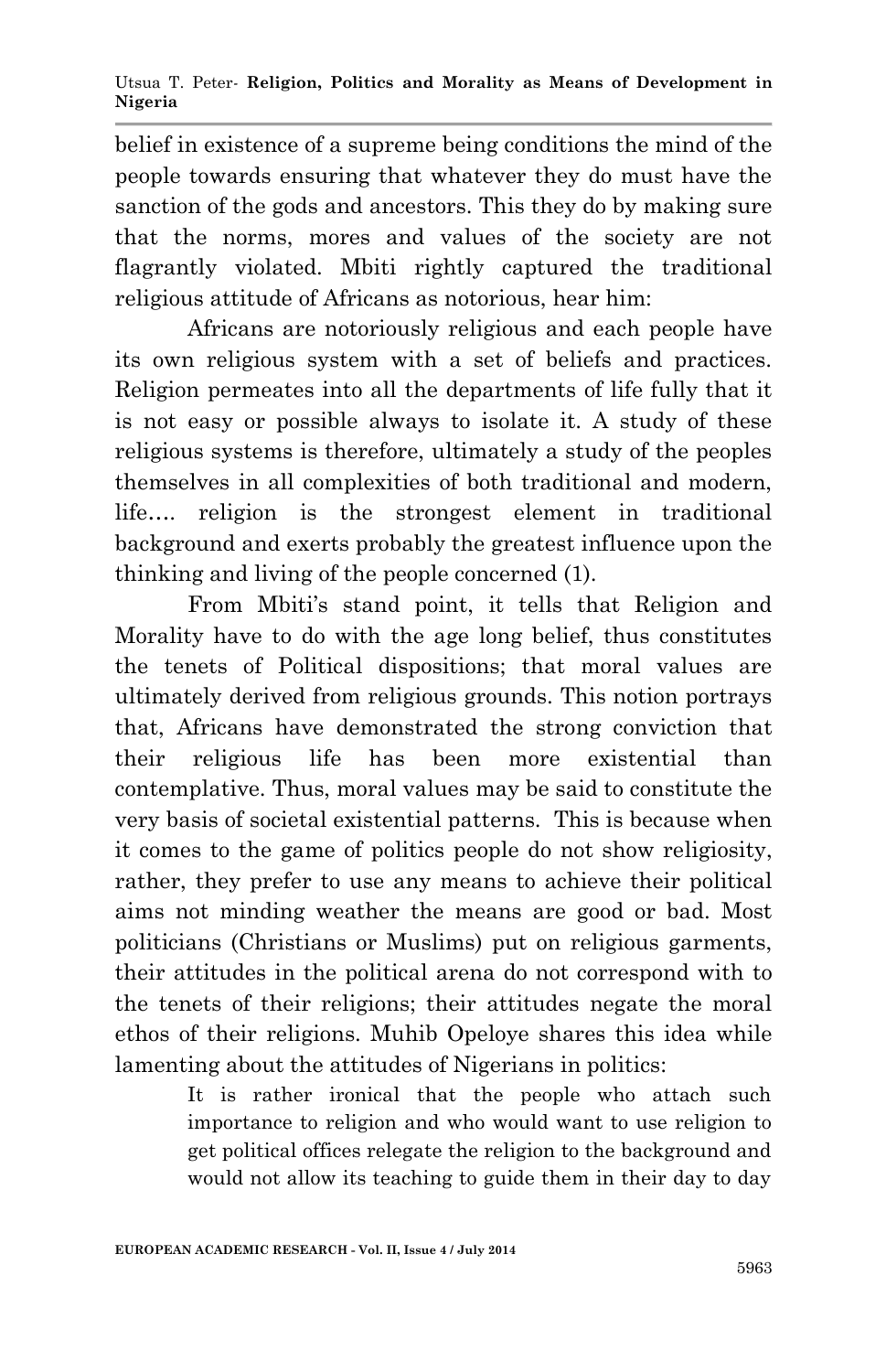belief in existence of a supreme being conditions the mind of the people towards ensuring that whatever they do must have the sanction of the gods and ancestors. This they do by making sure that the norms, mores and values of the society are not flagrantly violated. Mbiti rightly captured the traditional religious attitude of Africans as notorious, hear him:

Africans are notoriously religious and each people have its own religious system with a set of beliefs and practices. Religion permeates into all the departments of life fully that it is not easy or possible always to isolate it. A study of these religious systems is therefore, ultimately a study of the peoples themselves in all complexities of both traditional and modern, life…. religion is the strongest element in traditional background and exerts probably the greatest influence upon the thinking and living of the people concerned (1).

From Mbiti's stand point, it tells that Religion and Morality have to do with the age long belief, thus constitutes the tenets of Political dispositions; that moral values are ultimately derived from religious grounds. This notion portrays that, Africans have demonstrated the strong conviction that their religious life has been more existential than contemplative. Thus, moral values may be said to constitute the very basis of societal existential patterns. This is because when it comes to the game of politics people do not show religiosity, rather, they prefer to use any means to achieve their political aims not minding weather the means are good or bad. Most politicians (Christians or Muslims) put on religious garments, their attitudes in the political arena do not correspond with to the tenets of their religions; their attitudes negate the moral ethos of their religions. Muhib Opeloye shares this idea while lamenting about the attitudes of Nigerians in politics:

> It is rather ironical that the people who attach such importance to religion and who would want to use religion to get political offices relegate the religion to the background and would not allow its teaching to guide them in their day to day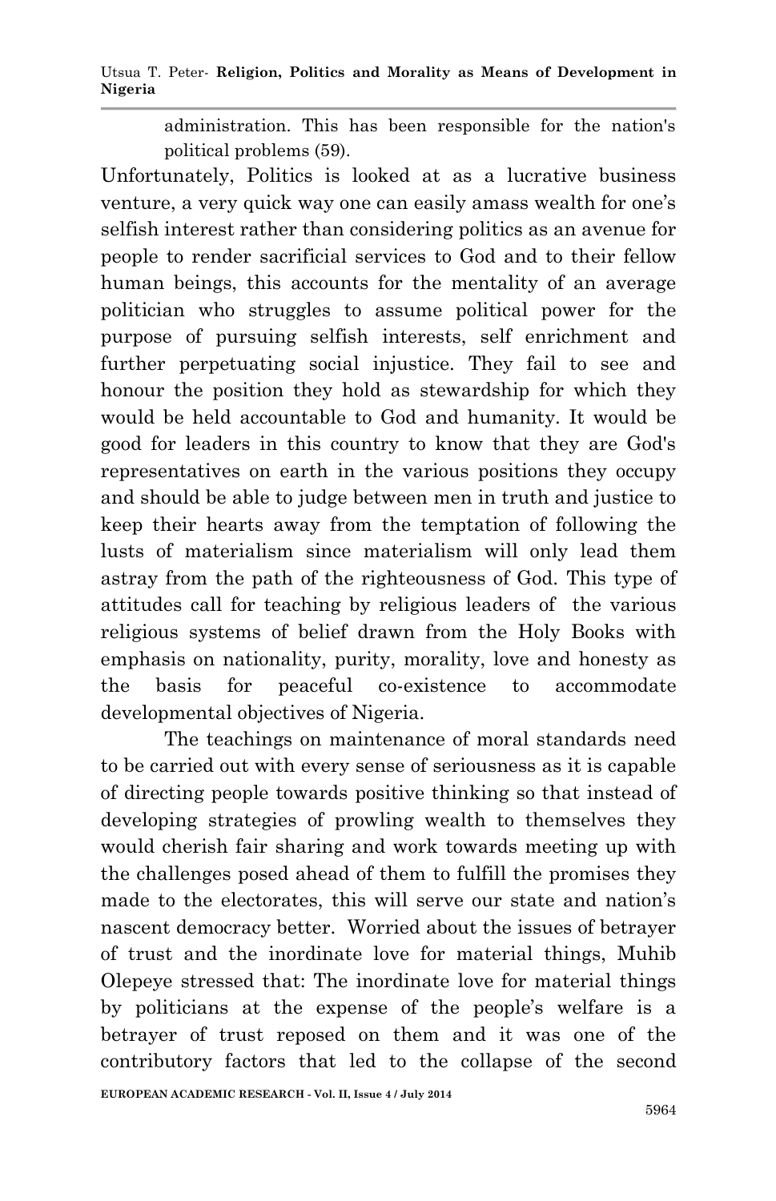> administration. This has been responsible for the nation's political problems (59).

Unfortunately, Politics is looked at as a lucrative business venture, a very quick way one can easily amass wealth for one's selfish interest rather than considering politics as an avenue for people to render sacrificial services to God and to their fellow human beings, this accounts for the mentality of an average politician who struggles to assume political power for the purpose of pursuing selfish interests, self enrichment and further perpetuating social injustice. They fail to see and honour the position they hold as stewardship for which they would be held accountable to God and humanity. It would be good for leaders in this country to know that they are God's representatives on earth in the various positions they occupy and should be able to judge between men in truth and justice to keep their hearts away from the temptation of following the lusts of materialism since materialism will only lead them astray from the path of the righteousness of God. This type of attitudes call for teaching by religious leaders of the various religious systems of belief drawn from the Holy Books with emphasis on nationality, purity, morality, love and honesty as the basis for peaceful co-existence to accommodate developmental objectives of Nigeria.

The teachings on maintenance of moral standards need to be carried out with every sense of seriousness as it is capable of directing people towards positive thinking so that instead of developing strategies of prowling wealth to themselves they would cherish fair sharing and work towards meeting up with the challenges posed ahead of them to fulfill the promises they made to the electorates, this will serve our state and nation's nascent democracy better. Worried about the issues of betrayer of trust and the inordinate love for material things, Muhib Olepeye stressed that: The inordinate love for material things by politicians at the expense of the people's welfare is a betrayer of trust reposed on them and it was one of the contributory factors that led to the collapse of the second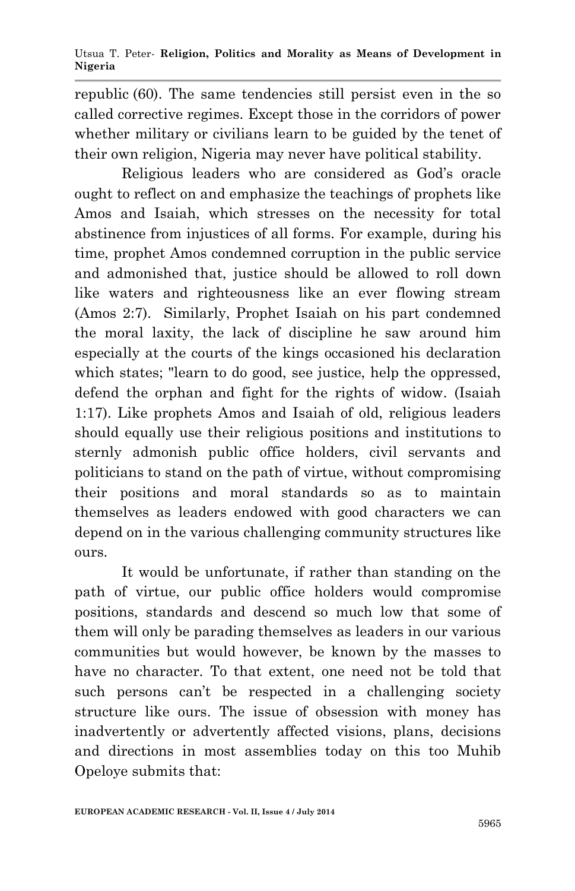republic (60). The same tendencies still persist even in the so called corrective regimes. Except those in the corridors of power whether military or civilians learn to be guided by the tenet of their own religion, Nigeria may never have political stability.

Religious leaders who are considered as God's oracle ought to reflect on and emphasize the teachings of prophets like Amos and Isaiah, which stresses on the necessity for total abstinence from injustices of all forms. For example, during his time, prophet Amos condemned corruption in the public service and admonished that, justice should be allowed to roll down like waters and righteousness like an ever flowing stream (Amos 2:7). Similarly, Prophet Isaiah on his part condemned the moral laxity, the lack of discipline he saw around him especially at the courts of the kings occasioned his declaration which states; "learn to do good, see justice, help the oppressed, defend the orphan and fight for the rights of widow. (Isaiah 1:17). Like prophets Amos and Isaiah of old, religious leaders should equally use their religious positions and institutions to sternly admonish public office holders, civil servants and politicians to stand on the path of virtue, without compromising their positions and moral standards so as to maintain themselves as leaders endowed with good characters we can depend on in the various challenging community structures like ours.

It would be unfortunate, if rather than standing on the path of virtue, our public office holders would compromise positions, standards and descend so much low that some of them will only be parading themselves as leaders in our various communities but would however, be known by the masses to have no character. To that extent, one need not be told that such persons can't be respected in a challenging society structure like ours. The issue of obsession with money has inadvertently or advertently affected visions, plans, decisions and directions in most assemblies today on this too Muhib Opeloye submits that: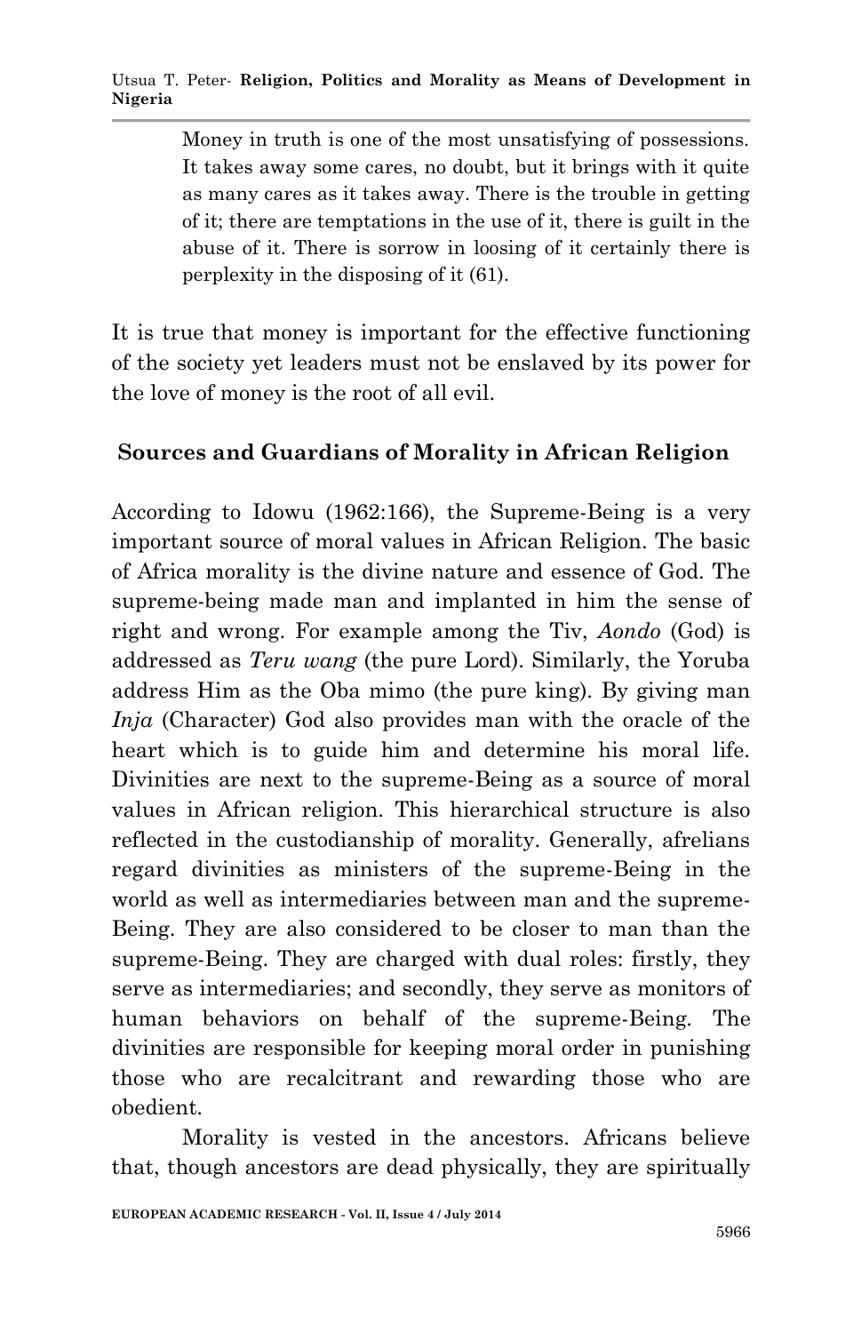> Money in truth is one of the most unsatisfying of possessions. It takes away some cares, no doubt, but it brings with it quite as many cares as it takes away. There is the trouble in getting of it; there are temptations in the use of it, there is guilt in the abuse of it. There is sorrow in loosing of it certainly there is perplexity in the disposing of it (61).

It is true that money is important for the effective functioning of the society yet leaders must not be enslaved by its power for the love of money is the root of all evil.

## Sources and Guardians of Morality in African Religion

According to Idowu (1962:166), the Supreme-Being is a very important source of moral values in African Religion. The basic of Africa morality is the divine nature and essence of God. The supreme-being made man and implanted in him the sense of right and wrong. For example among the Tiv, *Aondo* (God) is addressed as *Teru wang* (the pure Lord). Similarly, the Yoruba address Him as the Oba mimo (the pure king). By giving man *Inja* (Character) God also provides man with the oracle of the heart which is to guide him and determine his moral life. Divinities are next to the supreme-Being as a source of moral values in African religion. This hierarchical structure is also reflected in the custodianship of morality. Generally, afrelians regard divinities as ministers of the supreme-Being in the world as well as intermediaries between man and the supreme-Being. They are also considered to be closer to man than the supreme-Being. They are charged with dual roles: firstly, they serve as intermediaries; and secondly, they serve as monitors of human behaviors on behalf of the supreme-Being. The divinities are responsible for keeping moral order in punishing those who are recalcitrant and rewarding those who are obedient.

Morality is vested in the ancestors. Africans believe that, though ancestors are dead physically, they are spiritually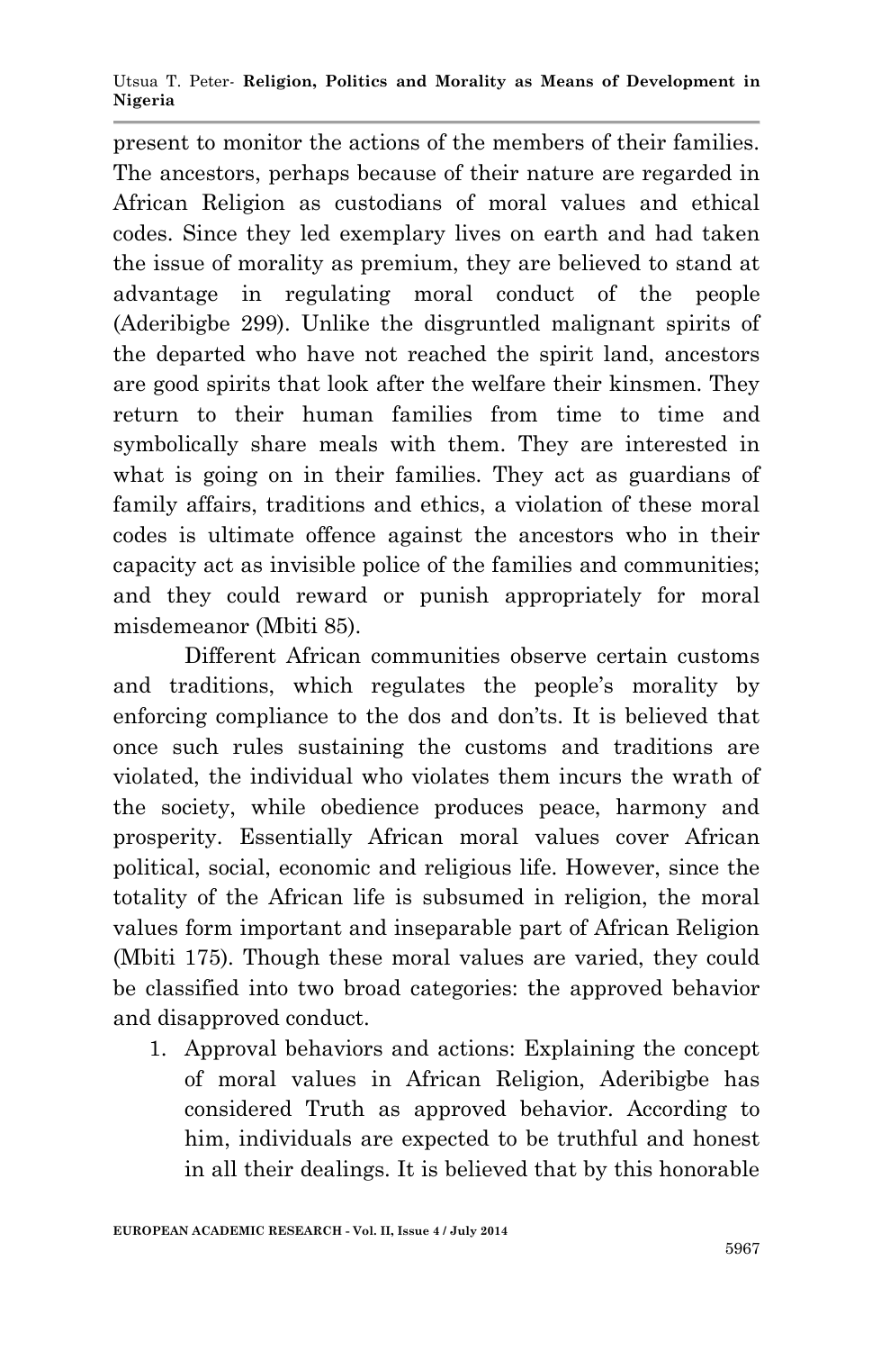present to monitor the actions of the members of their families. The ancestors, perhaps because of their nature are regarded in African Religion as custodians of moral values and ethical codes. Since they led exemplary lives on earth and had taken the issue of morality as premium, they are believed to stand at advantage in regulating moral conduct of the people (Aderibigbe 299). Unlike the disgruntled malignant spirits of the departed who have not reached the spirit land, ancestors are good spirits that look after the welfare their kinsmen. They return to their human families from time to time and symbolically share meals with them. They are interested in what is going on in their families. They act as guardians of family affairs, traditions and ethics, a violation of these moral codes is ultimate offence against the ancestors who in their capacity act as invisible police of the families and communities; and they could reward or punish appropriately for moral misdemeanor (Mbiti 85).

Different African communities observe certain customs and traditions, which regulates the people's morality by enforcing compliance to the dos and don'ts. It is believed that once such rules sustaining the customs and traditions are violated, the individual who violates them incurs the wrath of the society, while obedience produces peace, harmony and prosperity. Essentially African moral values cover African political, social, economic and religious life. However, since the totality of the African life is subsumed in religion, the moral values form important and inseparable part of African Religion (Mbiti 175). Though these moral values are varied, they could be classified into two broad categories: the approved behavior and disapproved conduct.

1. Approval behaviors and actions: Explaining the concept of moral values in African Religion, Aderibigbe has considered Truth as approved behavior. According to him, individuals are expected to be truthful and honest in all their dealings. It is believed that by this honorable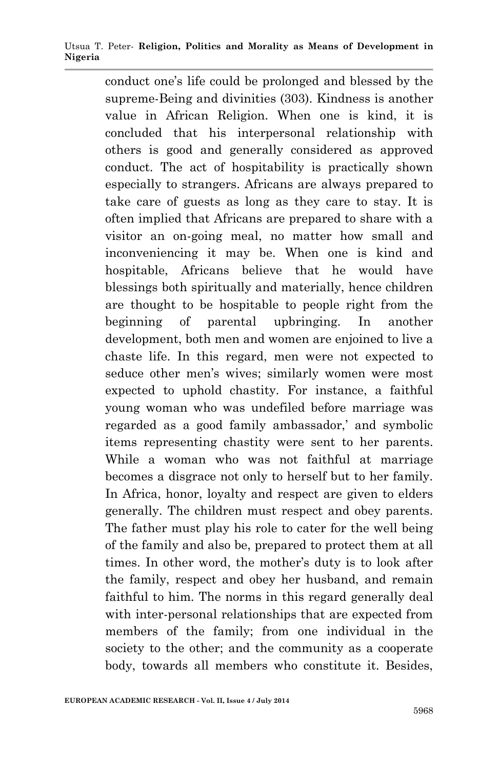conduct one's life could be prolonged and blessed by the supreme-Being and divinities (303). Kindness is another value in African Religion. When one is kind, it is concluded that his interpersonal relationship with others is good and generally considered as approved conduct. The act of hospitability is practically shown especially to strangers. Africans are always prepared to take care of guests as long as they care to stay. It is often implied that Africans are prepared to share with a visitor an on-going meal, no matter how small and inconveniencing it may be. When one is kind and hospitable, Africans believe that he would have blessings both spiritually and materially, hence children are thought to be hospitable to people right from the beginning of parental upbringing. In another development, both men and women are enjoined to live a chaste life. In this regard, men were not expected to seduce other men's wives; similarly women were most expected to uphold chastity. For instance, a faithful young woman who was undefiled before marriage was regarded as a good family ambassador,' and symbolic items representing chastity were sent to her parents. While a woman who was not faithful at marriage becomes a disgrace not only to herself but to her family. In Africa, honor, loyalty and respect are given to elders generally. The children must respect and obey parents. The father must play his role to cater for the well being of the family and also be, prepared to protect them at all times. In other word, the mother's duty is to look after the family, respect and obey her husband, and remain faithful to him. The norms in this regard generally deal with inter-personal relationships that are expected from members of the family; from one individual in the society to the other; and the community as a cooperate body, towards all members who constitute it. Besides,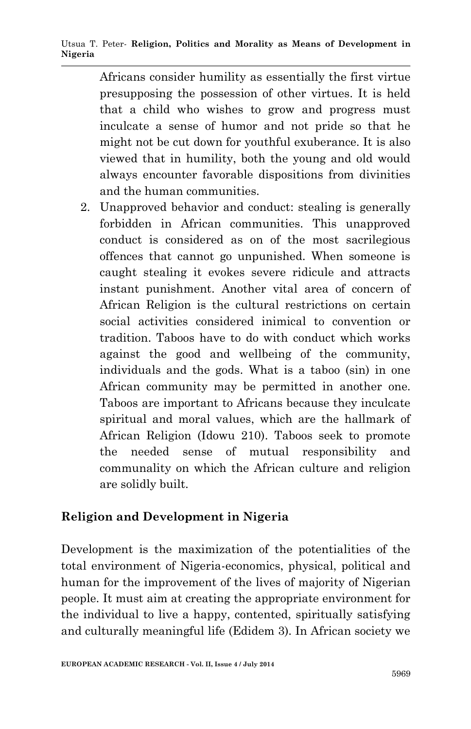Africans consider humility as essentially the first virtue presupposing the possession of other virtues. It is held that a child who wishes to grow and progress must inculcate a sense of humor and not pride so that he might not be cut down for youthful exuberance. It is also viewed that in humility, both the young and old would always encounter favorable dispositions from divinities and the human communities.

2. Unapproved behavior and conduct: stealing is generally forbidden in African communities. This unapproved conduct is considered as on of the most sacrilegious offences that cannot go unpunished. When someone is caught stealing it evokes severe ridicule and attracts instant punishment. Another vital area of concern of African Religion is the cultural restrictions on certain social activities considered inimical to convention or tradition. Taboos have to do with conduct which works against the good and wellbeing of the community, individuals and the gods. What is a taboo (sin) in one African community may be permitted in another one. Taboos are important to Africans because they inculcate spiritual and moral values, which are the hallmark of African Religion (Idowu 210). Taboos seek to promote the needed sense of mutual responsibility and communality on which the African culture and religion are solidly built.

## Religion and Development in Nigeria

Development is the maximization of the potentialities of the total environment of Nigeria-economics, physical, political and human for the improvement of the lives of majority of Nigerian people. It must aim at creating the appropriate environment for the individual to live a happy, contented, spiritually satisfying and culturally meaningful life (Edidem 3). In African society we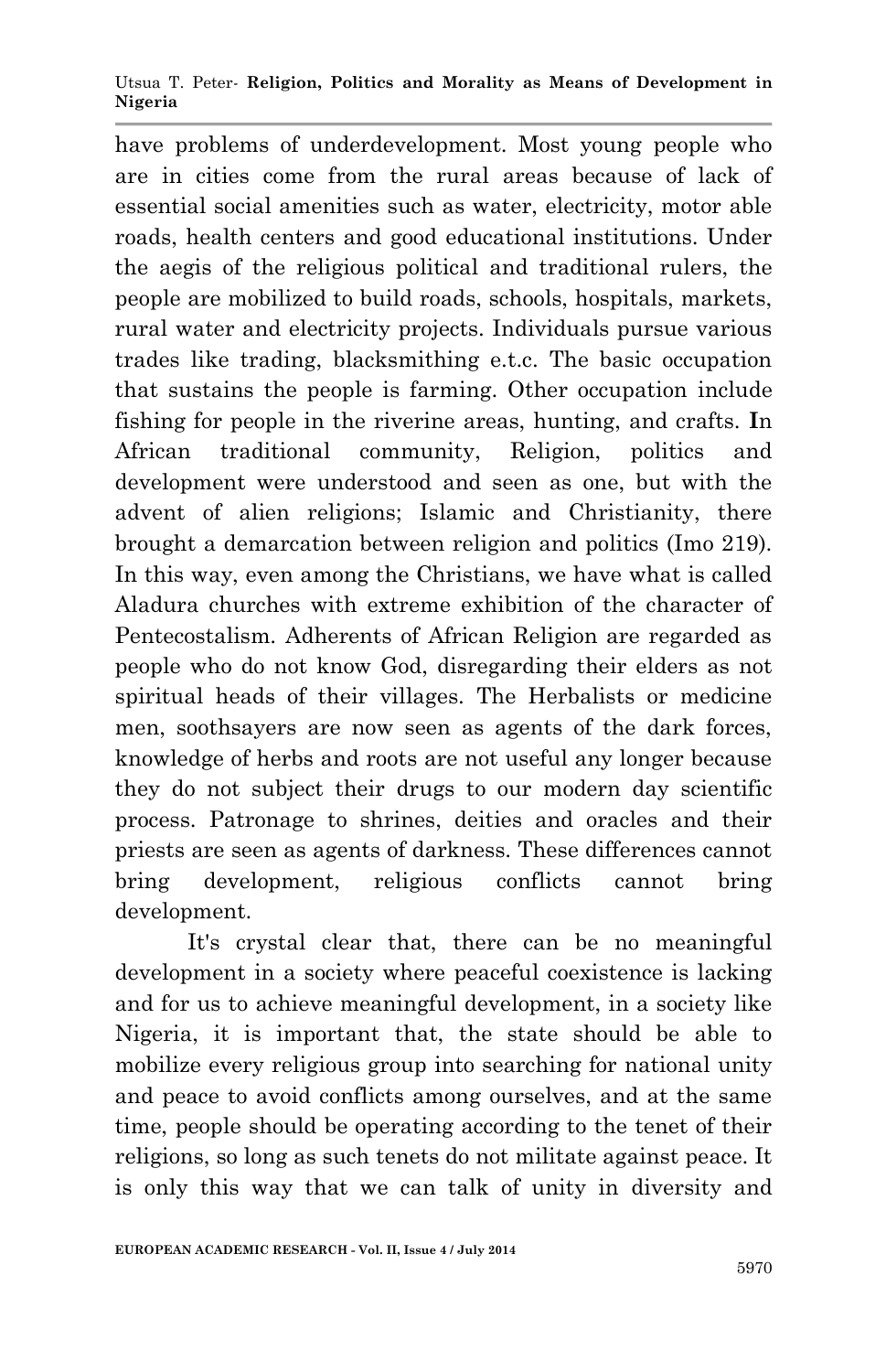have problems of underdevelopment. Most young people who are in cities come from the rural areas because of lack of essential social amenities such as water, electricity, motor able roads, health centers and good educational institutions. Under the aegis of the religious political and traditional rulers, the people are mobilized to build roads, schools, hospitals, markets, rural water and electricity projects. Individuals pursue various trades like trading, blacksmithing e.t.c. The basic occupation that sustains the people is farming. Other occupation include fishing for people in the riverine areas, hunting, and crafts. **I**n African traditional community, Religion, politics and development were understood and seen as one, but with the advent of alien religions; Islamic and Christianity, there brought a demarcation between religion and politics (Imo 219). In this way, even among the Christians, we have what is called Aladura churches with extreme exhibition of the character of Pentecostalism. Adherents of African Religion are regarded as people who do not know God, disregarding their elders as not spiritual heads of their villages. The Herbalists or medicine men, soothsayers are now seen as agents of the dark forces, knowledge of herbs and roots are not useful any longer because they do not subject their drugs to our modern day scientific process. Patronage to shrines, deities and oracles and their priests are seen as agents of darkness. These differences cannot bring development, religious conflicts cannot bring development.

It's crystal clear that, there can be no meaningful development in a society where peaceful coexistence is lacking and for us to achieve meaningful development, in a society like Nigeria, it is important that, the state should be able to mobilize every religious group into searching for national unity and peace to avoid conflicts among ourselves, and at the same time, people should be operating according to the tenet of their religions, so long as such tenets do not militate against peace. It is only this way that we can talk of unity in diversity and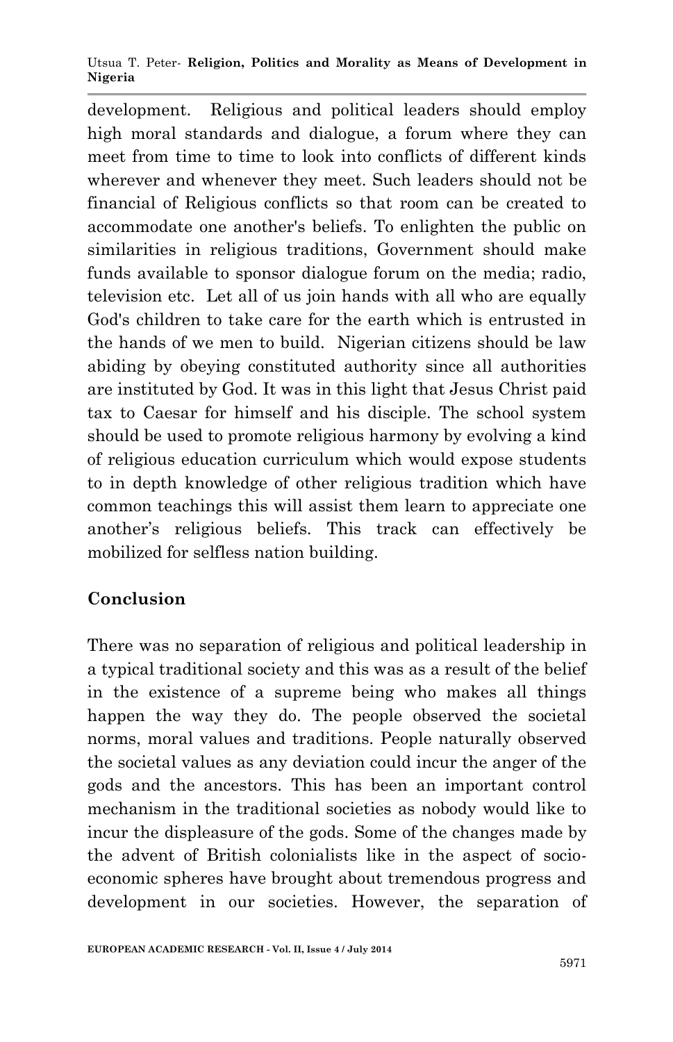development. Religious and political leaders should employ high moral standards and dialogue, a forum where they can meet from time to time to look into conflicts of different kinds wherever and whenever they meet. Such leaders should not be financial of Religious conflicts so that room can be created to accommodate one another's beliefs. To enlighten the public on similarities in religious traditions, Government should make funds available to sponsor dialogue forum on the media; radio, television etc. Let all of us join hands with all who are equally God's children to take care for the earth which is entrusted in the hands of we men to build. Nigerian citizens should be law abiding by obeying constituted authority since all authorities are instituted by God. It was in this light that Jesus Christ paid tax to Caesar for himself and his disciple. The school system should be used to promote religious harmony by evolving a kind of religious education curriculum which would expose students to in depth knowledge of other religious tradition which have common teachings this will assist them learn to appreciate one another's religious beliefs. This track can effectively be mobilized for selfless nation building.

## Conclusion

There was no separation of religious and political leadership in a typical traditional society and this was as a result of the belief in the existence of a supreme being who makes all things happen the way they do. The people observed the societal norms, moral values and traditions. People naturally observed the societal values as any deviation could incur the anger of the gods and the ancestors. This has been an important control mechanism in the traditional societies as nobody would like to incur the displeasure of the gods. Some of the changes made by the advent of British colonialists like in the aspect of socio-economic spheres have brought about tremendous progress and development in our societies. However, the separation of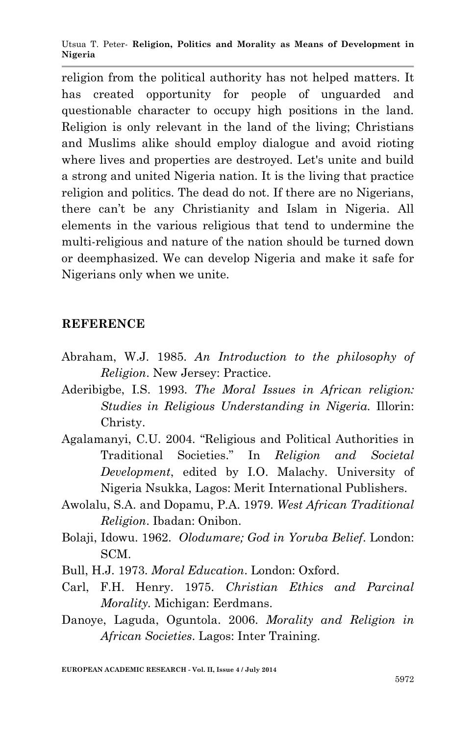religion from the political authority has not helped matters. It has created opportunity for people of unguarded and questionable character to occupy high positions in the land. Religion is only relevant in the land of the living; Christians and Muslims alike should employ dialogue and avoid rioting where lives and properties are destroyed. Let's unite and build a strong and united Nigeria nation. It is the living that practice religion and politics. The dead do not. If there are no Nigerians, there can't be any Christianity and Islam in Nigeria. All elements in the various religious that tend to undermine the multi-religious and nature of the nation should be turned down or deemphasized. We can develop Nigeria and make it safe for Nigerians only when we unite.

## REFERENCE

Abraham, W.J. 1985. *An Introduction to the philosophy of Religion*. New Jersey: Practice.

Aderibigbe, I.S. 1993. *The Moral Issues in African religion: Studies in Religious Understanding in Nigeria.* Illorin: Christy.

Agalamanyi, C.U. 2004. "Religious and Political Authorities in Traditional Societies." In *Religion and Societal Development*, edited by I.O. Malachy. University of Nigeria Nsukka, Lagos: Merit International Publishers.

Awolalu, S.A. and Dopamu, P.A. 1979. *West African Traditional Religion*. Ibadan: Onibon.

Bolaji, Idowu. 1962. *Olodumare; God in Yoruba Belief*. London: SCM.

Bull, H.J. 1973. *Moral Education*. London: Oxford.

Carl, F.H. Henry. 1975. *Christian Ethics and Parcinal Morality*. Michigan: Eerdmans.

Danoye, Laguda, Oguntola. 2006. *Morality and Religion in African Societies*. Lagos: Inter Training.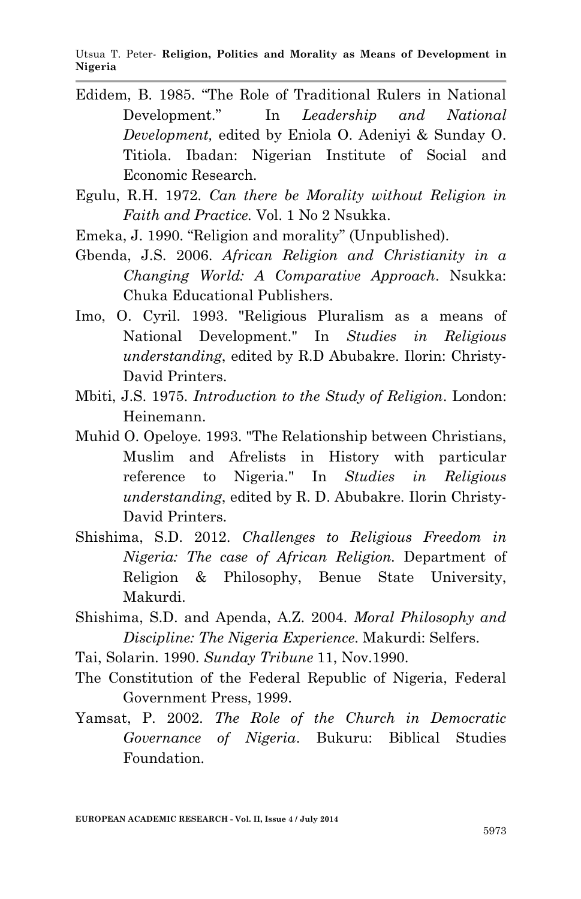Edidem, B. 1985. "The Role of Traditional Rulers in National Development." In *Leadership and National Development,* edited by Eniola O. Adeniyi & Sunday O. Titiola. Ibadan: Nigerian Institute of Social and Economic Research.

Egulu, R.H. 1972. *Can there be Morality without Religion in Faith and Practice.* Vol. 1 No 2 Nsukka.

Emeka, J. 1990. "Religion and morality" (Unpublished).

Gbenda, J.S. 2006. *African Religion and Christianity in a Changing World: A Comparative Approach*. Nsukka: Chuka Educational Publishers.

Imo, O. Cyril. 1993. "Religious Pluralism as a means of National Development." In *Studies in Religious understanding*, edited by R.D Abubakre. Ilorin: Christy-David Printers.

Mbiti, J.S. 1975. *Introduction to the Study of Religion*. London: Heinemann.

Muhid O. Opeloye. 1993. "The Relationship between Christians, Muslim and Afrelists in History with particular reference to Nigeria." In *Studies in Religious understanding*, edited by R. D. Abubakre. Ilorin Christy-David Printers.

Shishima, S.D. 2012. *Challenges to Religious Freedom in Nigeria: The case of African Religion.* Department of Religion & Philosophy, Benue State University, Makurdi.

Shishima, S.D. and Apenda, A.Z. 2004. *Moral Philosophy and Discipline: The Nigeria Experience.* Makurdi: Selfers.

Tai, Solarin. 1990. *Sunday Tribune* 11, Nov.1990.

The Constitution of the Federal Republic of Nigeria, Federal Government Press, 1999.

Yamsat, P. 2002. *The Role of the Church in Democratic Governance of Nigeria*. Bukuru: Biblical Studies Foundation.